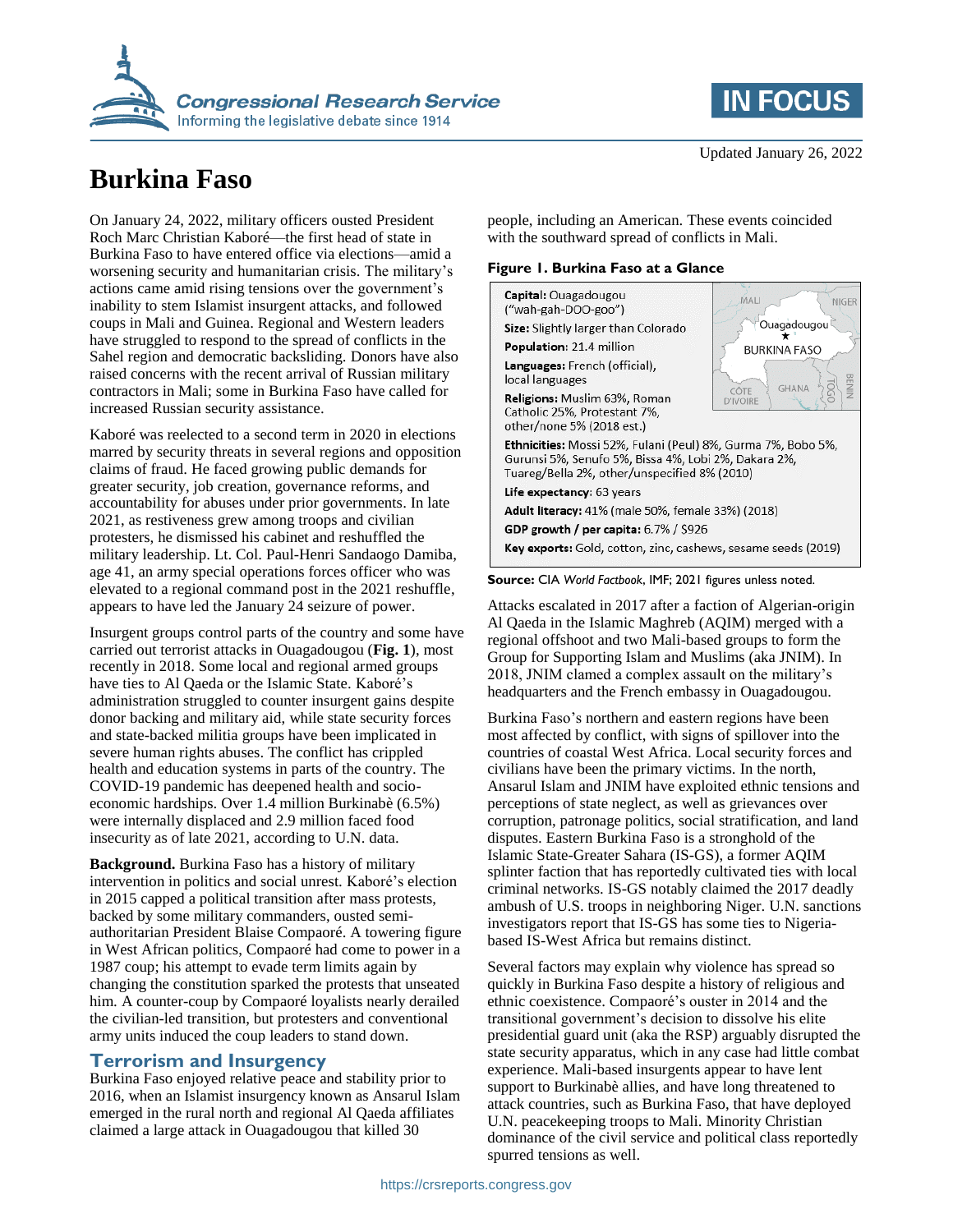# Burkina Faso

Updated January 26, 2022

On January 24, 2022, military officers ousted President Roch Marc Christian Kaboré—the first head of state in Burkina Faso to have entered office via elections—amid a worsening security and humanitarian crisis. The military's actions came amid rising tensions over the government's inability to stem Islamist insurgent attacks, and followed coups in Mali and Guinea. Regional and Western leaders have struggled to respond to the spread of conflicts in the Sahel region and democratic backsliding. Donors have also raised concerns with the recent arrival of Russian military contractors in Mali; some in Burkina Faso have called for increased Russian security assistance.

Kaboré was reelected to a second term in 2020 in elections marred by security threats in several regions and opposition claims of fraud. He faced growing public demands for greater security, job creation, governance reforms, and accountability for abuses under prior governments. In late 2021, as restiveness grew among troops and civilian protesters, he dismissed his cabinet and reshuffled the military leadership. Lt. Col. Paul-Henri Sandaogo Damiba, age 41, an army special operations forces officer who was elevated to a regional command post in the 2021 reshuffle, appears to have led the January 24 seizure of power.

Insurgent groups control parts of the country and some have carried out terrorist attacks in Ouagadougou (**Fig. 1**), most recently in 2018. Some local and regional armed groups have ties to Al Qaeda or the Islamic State. Kaboré's administration struggled to counter insurgent gains despite donor backing and military aid, while state security forces and state-backed militia groups have been implicated in severe human rights abuses. The conflict has crippled health and education systems in parts of the country. The COVID-19 pandemic has deepened health and socio-economic hardships. Over 1.4 million Burkinabè (6.5%) were internally displaced and 2.9 million faced food insecurity as of late 2021, according to U.N. data.

**Background.** Burkina Faso has a history of military intervention in politics and social unrest. Kaboré's election in 2015 capped a political transition after mass protests, backed by some military commanders, ousted semi-authoritarian President Blaise Compaoré. A towering figure in West African politics, Compaoré had come to power in a 1987 coup; his attempt to evade term limits again by changing the constitution sparked the protests that unseated him. A counter-coup by Compaoré loyalists nearly derailed the civilian-led transition, but protesters and conventional army units induced the coup leaders to stand down.

## Terrorism and Insurgency

Burkina Faso enjoyed relative peace and stability prior to 2016, when an Islamist insurgency known as Ansarul Islam emerged in the rural north and regional Al Qaeda affiliates claimed a large attack in Ouagadougou that killed 30 people, including an American. These events coincided with the southward spread of conflicts in Mali.

**Figure 1. Burkina Faso at a Glance**

**Capital:** Ouagadougou ("wah-gah-DOO-goo")

**Size:** Slightly larger than Colorado

**Population:** 21.4 million

**Languages:** French (official), local languages

**Religions:** Muslim 63%, Roman Catholic 25%, Protestant 7%, other/none 5% (2018 est.)

**Ethnicities:** Mossi 52%, Fulani (Peul) 8%, Gurma 7%, Bobo 5%, Gurunsi 5%, Senufo 5%, Bissa 4%, Lobi 2%, Dakara 2%, Tuareg/Bella 2%, other/unspecified 8% (2010)

**Life expectancy:** 63 years

**Adult literacy:** 41% (male 50%, female 33%) (2018)

**GDP growth / per capita:** 6.7% / $926

**Key exports:** Gold, cotton, zinc, cashews, sesame seeds (2019)

MALI, NIGER, Ouagadougou, BURKINA FASO, CÔTE D'IVOIRE, GHANA, TOGO, BENIN

**Source:** CIA *World Factbook*, IMF; 2021 figures unless noted.

Attacks escalated in 2017 after a faction of Algerian-origin Al Qaeda in the Islamic Maghreb (AQIM) merged with a regional offshoot and two Mali-based groups to form the Group for Supporting Islam and Muslims (aka JNIM). In 2018, JNIM claimed a complex assault on the military's headquarters and the French embassy in Ouagadougou.

Burkina Faso's northern and eastern regions have been most affected by conflict, with signs of spillover into the countries of coastal West Africa. Local security forces and civilians have been the primary victims. In the north, Ansarul Islam and JNIM have exploited ethnic tensions and perceptions of state neglect, as well as grievances over corruption, patronage politics, social stratification, and land disputes. Eastern Burkina Faso is a stronghold of the Islamic State-Greater Sahara (IS-GS), a former AQIM splinter faction that has reportedly cultivated ties with local criminal networks. IS-GS notably claimed the 2017 deadly ambush of U.S. troops in neighboring Niger. U.N. sanctions investigators report that IS-GS has some ties to Nigeria-based IS-West Africa but remains distinct.

Several factors may explain why violence has spread so quickly in Burkina Faso despite a history of religious and ethnic coexistence. Compaoré's ouster in 2014 and the transitional government's decision to dissolve his elite presidential guard unit (aka the RSP) arguably disrupted the state security apparatus, which in any case had little combat experience. Mali-based insurgents appear to have lent support to Burkinabè allies, and have long threatened to attack countries, such as Burkina Faso, that have deployed U.N. peacekeeping troops to Mali. Minority Christian dominance of the civil service and political class reportedly spurred tensions as well.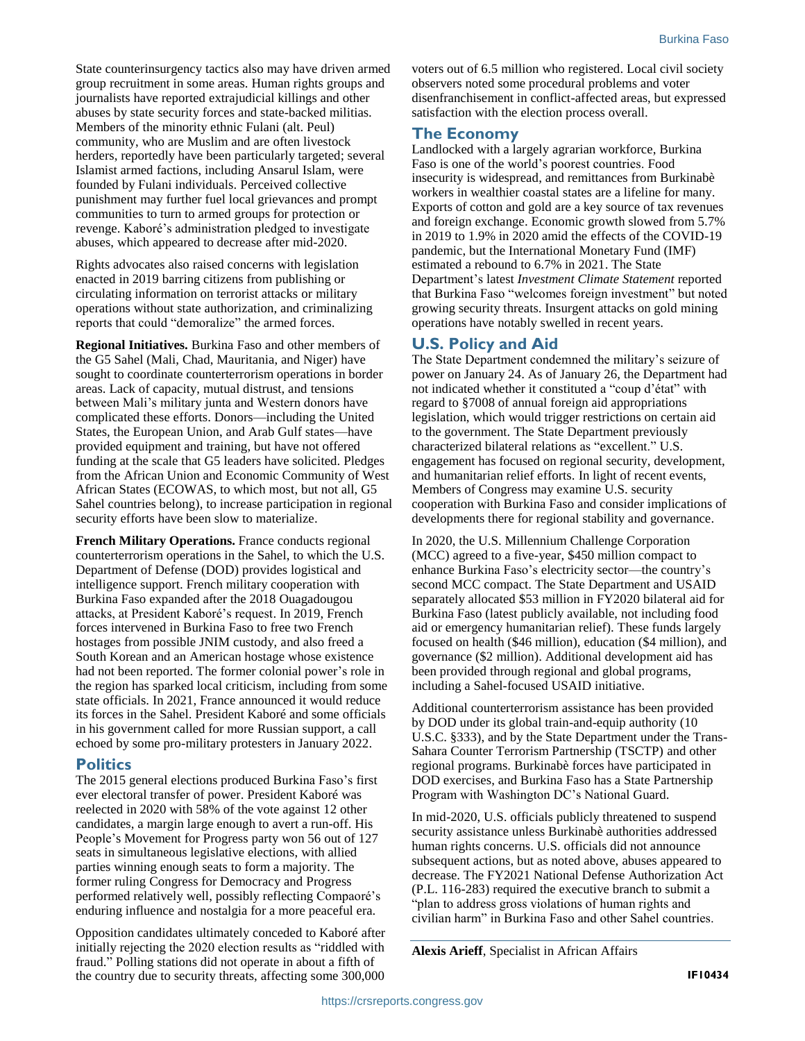State counterinsurgency tactics also may have driven armed group recruitment in some areas. Human rights groups and journalists have reported extrajudicial killings and other abuses by state security forces and state-backed militias. Members of the minority ethnic Fulani (alt. Peul) community, who are Muslim and are often livestock herders, reportedly have been particularly targeted; several Islamist armed factions, including Ansarul Islam, were founded by Fulani individuals. Perceived collective punishment may further fuel local grievances and prompt communities to turn to armed groups for protection or revenge. Kaboré's administration pledged to investigate abuses, which appeared to decrease after mid-2020.

Rights advocates also raised concerns with legislation enacted in 2019 barring citizens from publishing or circulating information on terrorist attacks or military operations without state authorization, and criminalizing reports that could "demoralize" the armed forces.

**Regional Initiatives.** Burkina Faso and other members of the G5 Sahel (Mali, Chad, Mauritania, and Niger) have sought to coordinate counterterrorism operations in border areas. Lack of capacity, mutual distrust, and tensions between Mali's military junta and Western donors have complicated these efforts. Donors—including the United States, the European Union, and Arab Gulf states—have provided equipment and training, but have not offered funding at the scale that G5 leaders have solicited. Pledges from the African Union and Economic Community of West African States (ECOWAS, to which most, but not all, G5 Sahel countries belong), to increase participation in regional security efforts have been slow to materialize.

**French Military Operations.** France conducts regional counterterrorism operations in the Sahel, to which the U.S. Department of Defense (DOD) provides logistical and intelligence support. French military cooperation with Burkina Faso expanded after the 2018 Ouagadougou attacks, at President Kaboré's request. In 2019, French forces intervened in Burkina Faso to free two French hostages from possible JNIM custody, and also freed a South Korean and an American hostage whose existence had not been reported. The former colonial power's role in the region has sparked local criticism, including from some state officials. In 2021, France announced it would reduce its forces in the Sahel. President Kaboré and some officials in his government called for more Russian support, a call echoed by some pro-military protesters in January 2022.

## Politics

The 2015 general elections produced Burkina Faso's first ever electoral transfer of power. President Kaboré was reelected in 2020 with 58% of the vote against 12 other candidates, a margin large enough to avert a run-off. His People's Movement for Progress party won 56 out of 127 seats in simultaneous legislative elections, with allied parties winning enough seats to form a majority. The former ruling Congress for Democracy and Progress performed relatively well, possibly reflecting Compaoré's enduring influence and nostalgia for a more peaceful era.

Opposition candidates ultimately conceded to Kaboré after initially rejecting the 2020 election results as "riddled with fraud." Polling stations did not operate in about a fifth of the country due to security threats, affecting some 300,000 voters out of 6.5 million who registered. Local civil society observers noted some procedural problems and voter disenfranchisement in conflict-affected areas, but expressed satisfaction with the election process overall.

## The Economy

Landlocked with a largely agrarian workforce, Burkina Faso is one of the world's poorest countries. Food insecurity is widespread, and remittances from Burkinabè workers in wealthier coastal states are a lifeline for many. Exports of cotton and gold are a key source of tax revenues and foreign exchange. Economic growth slowed from 5.7% in 2019 to 1.9% in 2020 amid the effects of the COVID-19 pandemic, but the International Monetary Fund (IMF) estimated a rebound to 6.7% in 2021. The State Department's latest *Investment Climate Statement* reported that Burkina Faso "welcomes foreign investment" but noted growing security threats. Insurgent attacks on gold mining operations have notably swelled in recent years.

## U.S. Policy and Aid

The State Department condemned the military's seizure of power on January 24. As of January 26, the Department had not indicated whether it constituted a "coup d'état" with regard to §7008 of annual foreign aid appropriations legislation, which would trigger restrictions on certain aid to the government. The State Department previously characterized bilateral relations as "excellent." U.S. engagement has focused on regional security, development, and humanitarian relief efforts. In light of recent events, Members of Congress may examine U.S. security cooperation with Burkina Faso and consider implications of developments there for regional stability and governance.

In 2020, the U.S. Millennium Challenge Corporation (MCC) agreed to a five-year, $450 million compact to enhance Burkina Faso's electricity sector—the country's second MCC compact. The State Department and USAID separately allocated $53 million in FY2020 bilateral aid for Burkina Faso (latest publicly available, not including food aid or emergency humanitarian relief). These funds largely focused on health ($46 million), education ($4 million), and governance ($2 million). Additional development aid has been provided through regional and global programs, including a Sahel-focused USAID initiative.

Additional counterterrorism assistance has been provided by DOD under its global train-and-equip authority (10 U.S.C. §333), and by the State Department under the Trans-Sahara Counter Terrorism Partnership (TSCTP) and other regional programs. Burkinabè forces have participated in DOD exercises, and Burkina Faso has a State Partnership Program with Washington DC's National Guard.

In mid-2020, U.S. officials publicly threatened to suspend security assistance unless Burkinabè authorities addressed human rights concerns. U.S. officials did not announce subsequent actions, but as noted above, abuses appeared to decrease. The FY2021 National Defense Authorization Act (P.L. 116-283) required the executive branch to submit a "plan to address gross violations of human rights and civilian harm" in Burkina Faso and other Sahel countries.

**Alexis Arieff**, Specialist in African Affairs

IF10434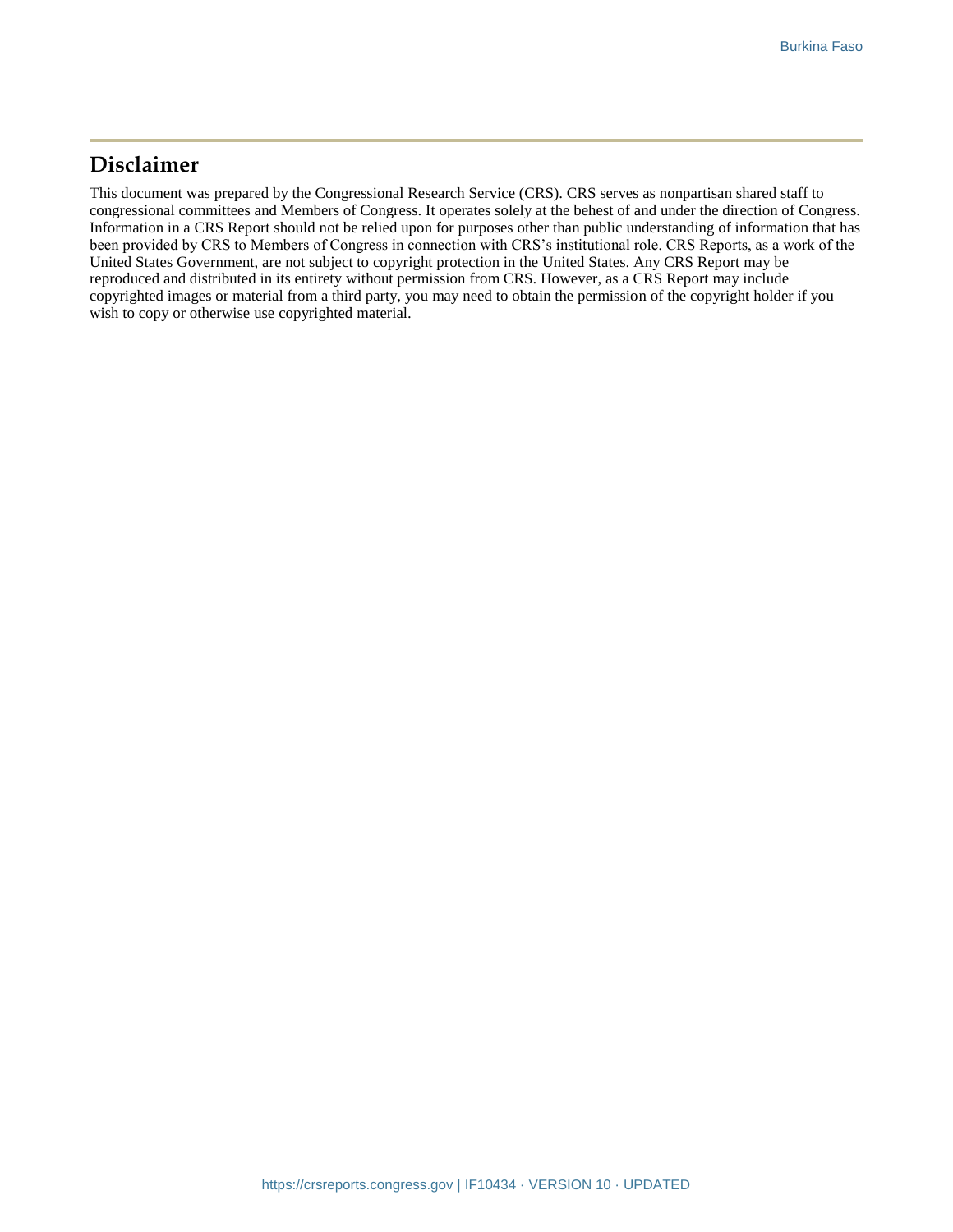## Disclaimer

This document was prepared by the Congressional Research Service (CRS). CRS serves as nonpartisan shared staff to congressional committees and Members of Congress. It operates solely at the behest of and under the direction of Congress. Information in a CRS Report should not be relied upon for purposes other than public understanding of information that has been provided by CRS to Members of Congress in connection with CRS's institutional role. CRS Reports, as a work of the United States Government, are not subject to copyright protection in the United States. Any CRS Report may be reproduced and distributed in its entirety without permission from CRS. However, as a CRS Report may include copyrighted images or material from a third party, you may need to obtain the permission of the copyright holder if you wish to copy or otherwise use copyrighted material.